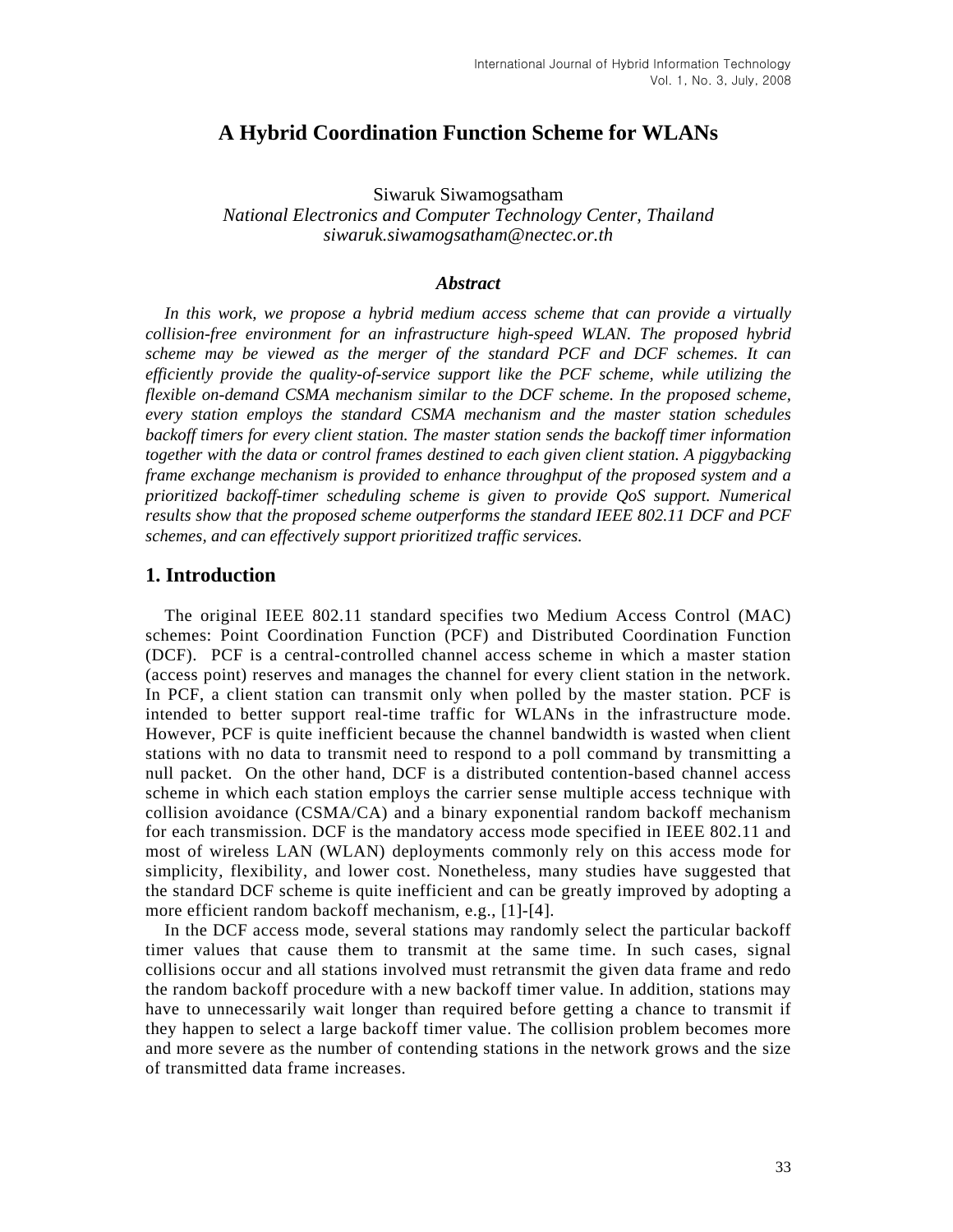# A Hybrid Coordination Function Scheme for WLANs

Siwaruk Siwamogsatham
*National Electronics and Computer Technology Center, Thailand*
*siwaruk.siwamogsatham@nectec.or.th*

### *Abstract*

*In this work, we propose a hybrid medium access scheme that can provide a virtually collision-free environment for an infrastructure high-speed WLAN. The proposed hybrid scheme may be viewed as the merger of the standard PCF and DCF schemes. It can efficiently provide the quality-of-service support like the PCF scheme, while utilizing the flexible on-demand CSMA mechanism similar to the DCF scheme. In the proposed scheme, every station employs the standard CSMA mechanism and the master station schedules backoff timers for every client station. The master station sends the backoff timer information together with the data or control frames destined to each given client station. A piggybacking frame exchange mechanism is provided to enhance throughput of the proposed system and a prioritized backoff-timer scheduling scheme is given to provide QoS support. Numerical results show that the proposed scheme outperforms the standard IEEE 802.11 DCF and PCF schemes, and can effectively support prioritized traffic services.*

## 1. Introduction

The original IEEE 802.11 standard specifies two Medium Access Control (MAC) schemes: Point Coordination Function (PCF) and Distributed Coordination Function (DCF). PCF is a central-controlled channel access scheme in which a master station (access point) reserves and manages the channel for every client station in the network. In PCF, a client station can transmit only when polled by the master station. PCF is intended to better support real-time traffic for WLANs in the infrastructure mode. However, PCF is quite inefficient because the channel bandwidth is wasted when client stations with no data to transmit need to respond to a poll command by transmitting a null packet. On the other hand, DCF is a distributed contention-based channel access scheme in which each station employs the carrier sense multiple access technique with collision avoidance (CSMA/CA) and a binary exponential random backoff mechanism for each transmission. DCF is the mandatory access mode specified in IEEE 802.11 and most of wireless LAN (WLAN) deployments commonly rely on this access mode for simplicity, flexibility, and lower cost. Nonetheless, many studies have suggested that the standard DCF scheme is quite inefficient and can be greatly improved by adopting a more efficient random backoff mechanism, e.g., [1]-[4].

In the DCF access mode, several stations may randomly select the particular backoff timer values that cause them to transmit at the same time. In such cases, signal collisions occur and all stations involved must retransmit the given data frame and redo the random backoff procedure with a new backoff timer value. In addition, stations may have to unnecessarily wait longer than required before getting a chance to transmit if they happen to select a large backoff timer value. The collision problem becomes more and more severe as the number of contending stations in the network grows and the size of transmitted data frame increases.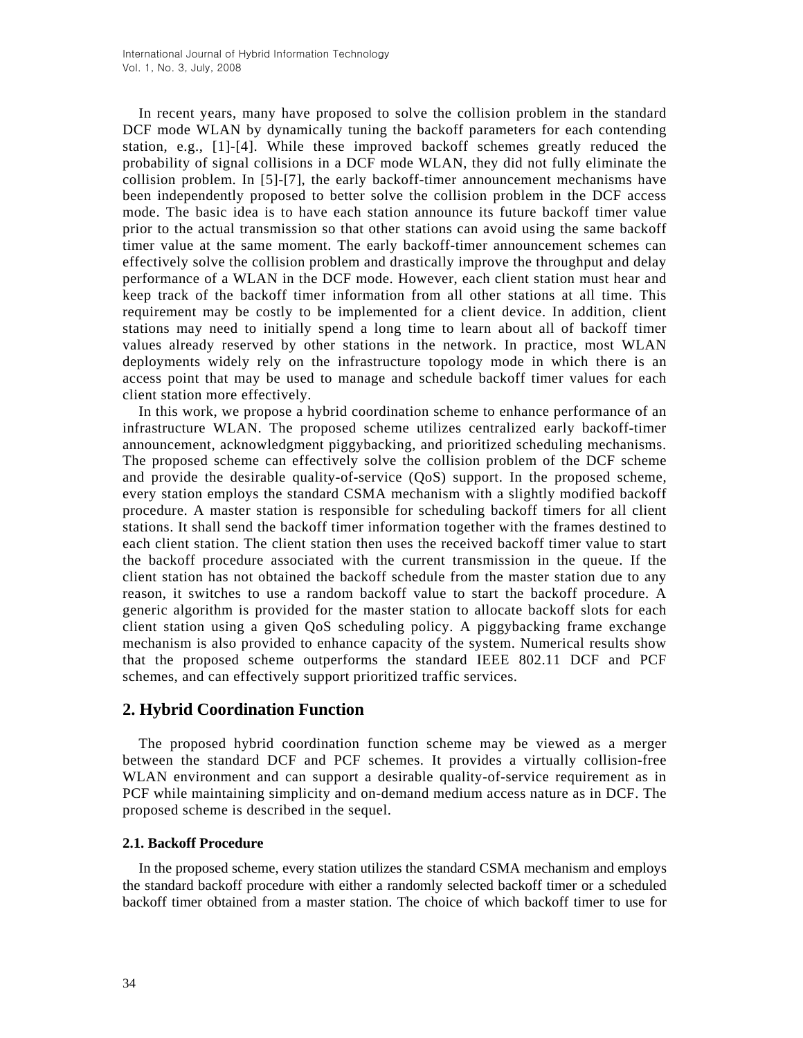In recent years, many have proposed to solve the collision problem in the standard DCF mode WLAN by dynamically tuning the backoff parameters for each contending station, e.g., [1]-[4]. While these improved backoff schemes greatly reduced the probability of signal collisions in a DCF mode WLAN, they did not fully eliminate the collision problem. In [5]-[7], the early backoff-timer announcement mechanisms have been independently proposed to better solve the collision problem in the DCF access mode. The basic idea is to have each station announce its future backoff timer value prior to the actual transmission so that other stations can avoid using the same backoff timer value at the same moment. The early backoff-timer announcement schemes can effectively solve the collision problem and drastically improve the throughput and delay performance of a WLAN in the DCF mode. However, each client station must hear and keep track of the backoff timer information from all other stations at all time. This requirement may be costly to be implemented for a client device. In addition, client stations may need to initially spend a long time to learn about all of backoff timer values already reserved by other stations in the network. In practice, most WLAN deployments widely rely on the infrastructure topology mode in which there is an access point that may be used to manage and schedule backoff timer values for each client station more effectively.

In this work, we propose a hybrid coordination scheme to enhance performance of an infrastructure WLAN. The proposed scheme utilizes centralized early backoff-timer announcement, acknowledgment piggybacking, and prioritized scheduling mechanisms. The proposed scheme can effectively solve the collision problem of the DCF scheme and provide the desirable quality-of-service (QoS) support. In the proposed scheme, every station employs the standard CSMA mechanism with a slightly modified backoff procedure. A master station is responsible for scheduling backoff timers for all client stations. It shall send the backoff timer information together with the frames destined to each client station. The client station then uses the received backoff timer value to start the backoff procedure associated with the current transmission in the queue. If the client station has not obtained the backoff schedule from the master station due to any reason, it switches to use a random backoff value to start the backoff procedure. A generic algorithm is provided for the master station to allocate backoff slots for each client station using a given QoS scheduling policy. A piggybacking frame exchange mechanism is also provided to enhance capacity of the system. Numerical results show that the proposed scheme outperforms the standard IEEE 802.11 DCF and PCF schemes, and can effectively support prioritized traffic services.

## 2. Hybrid Coordination Function

The proposed hybrid coordination function scheme may be viewed as a merger between the standard DCF and PCF schemes. It provides a virtually collision-free WLAN environment and can support a desirable quality-of-service requirement as in PCF while maintaining simplicity and on-demand medium access nature as in DCF. The proposed scheme is described in the sequel.

### 2.1. Backoff Procedure

In the proposed scheme, every station utilizes the standard CSMA mechanism and employs the standard backoff procedure with either a randomly selected backoff timer or a scheduled backoff timer obtained from a master station. The choice of which backoff timer to use for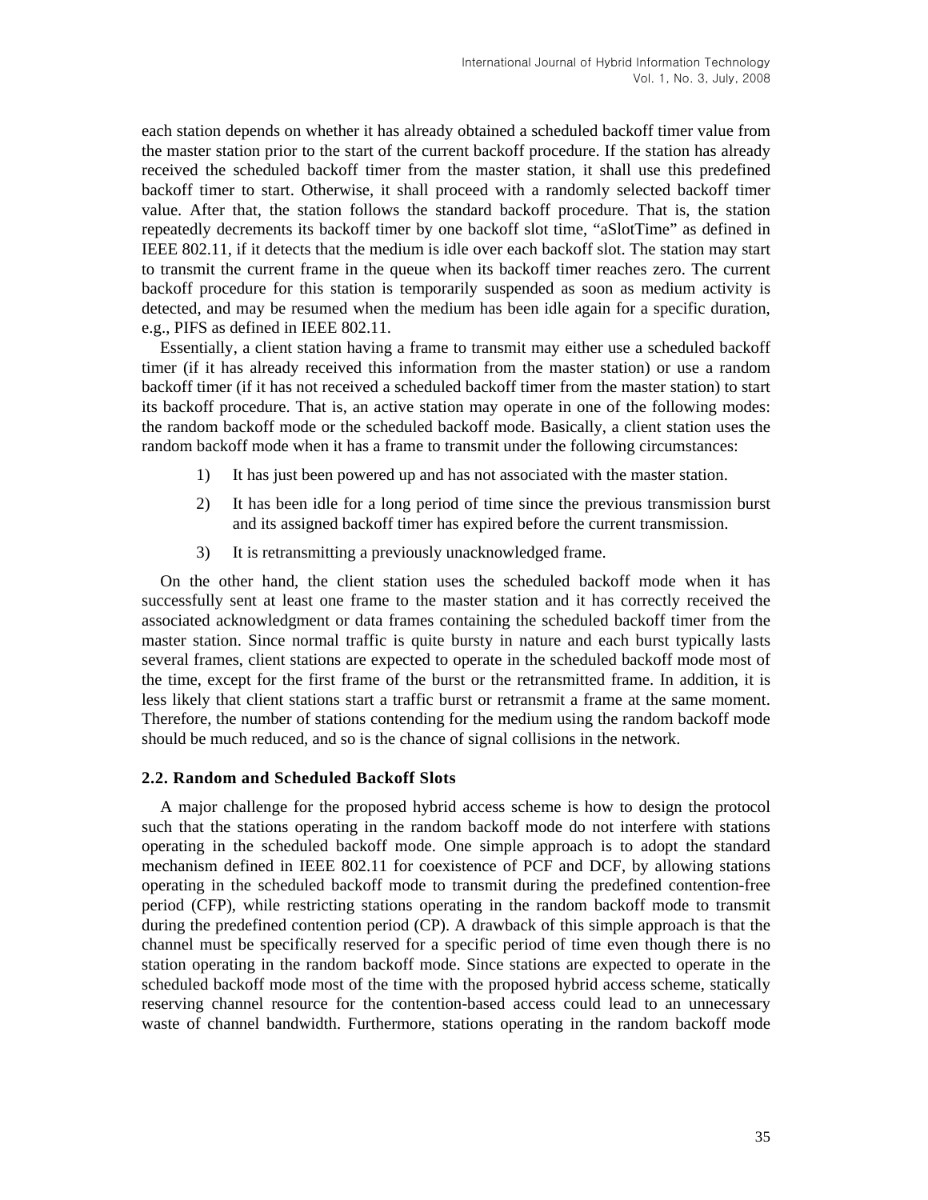each station depends on whether it has already obtained a scheduled backoff timer value from the master station prior to the start of the current backoff procedure. If the station has already received the scheduled backoff timer from the master station, it shall use this predefined backoff timer to start. Otherwise, it shall proceed with a randomly selected backoff timer value. After that, the station follows the standard backoff procedure. That is, the station repeatedly decrements its backoff timer by one backoff slot time, "aSlotTime" as defined in IEEE 802.11, if it detects that the medium is idle over each backoff slot. The station may start to transmit the current frame in the queue when its backoff timer reaches zero. The current backoff procedure for this station is temporarily suspended as soon as medium activity is detected, and may be resumed when the medium has been idle again for a specific duration, e.g., PIFS as defined in IEEE 802.11.

Essentially, a client station having a frame to transmit may either use a scheduled backoff timer (if it has already received this information from the master station) or use a random backoff timer (if it has not received a scheduled backoff timer from the master station) to start its backoff procedure. That is, an active station may operate in one of the following modes: the random backoff mode or the scheduled backoff mode. Basically, a client station uses the random backoff mode when it has a frame to transmit under the following circumstances:

1) It has just been powered up and has not associated with the master station.
2) It has been idle for a long period of time since the previous transmission burst and its assigned backoff timer has expired before the current transmission.
3) It is retransmitting a previously unacknowledged frame.

On the other hand, the client station uses the scheduled backoff mode when it has successfully sent at least one frame to the master station and it has correctly received the associated acknowledgment or data frames containing the scheduled backoff timer from the master station. Since normal traffic is quite bursty in nature and each burst typically lasts several frames, client stations are expected to operate in the scheduled backoff mode most of the time, except for the first frame of the burst or the retransmitted frame. In addition, it is less likely that client stations start a traffic burst or retransmit a frame at the same moment. Therefore, the number of stations contending for the medium using the random backoff mode should be much reduced, and so is the chance of signal collisions in the network.

### 2.2. Random and Scheduled Backoff Slots

A major challenge for the proposed hybrid access scheme is how to design the protocol such that the stations operating in the random backoff mode do not interfere with stations operating in the scheduled backoff mode. One simple approach is to adopt the standard mechanism defined in IEEE 802.11 for coexistence of PCF and DCF, by allowing stations operating in the scheduled backoff mode to transmit during the predefined contention-free period (CFP), while restricting stations operating in the random backoff mode to transmit during the predefined contention period (CP). A drawback of this simple approach is that the channel must be specifically reserved for a specific period of time even though there is no station operating in the random backoff mode. Since stations are expected to operate in the scheduled backoff mode most of the time with the proposed hybrid access scheme, statically reserving channel resource for the contention-based access could lead to an unnecessary waste of channel bandwidth. Furthermore, stations operating in the random backoff mode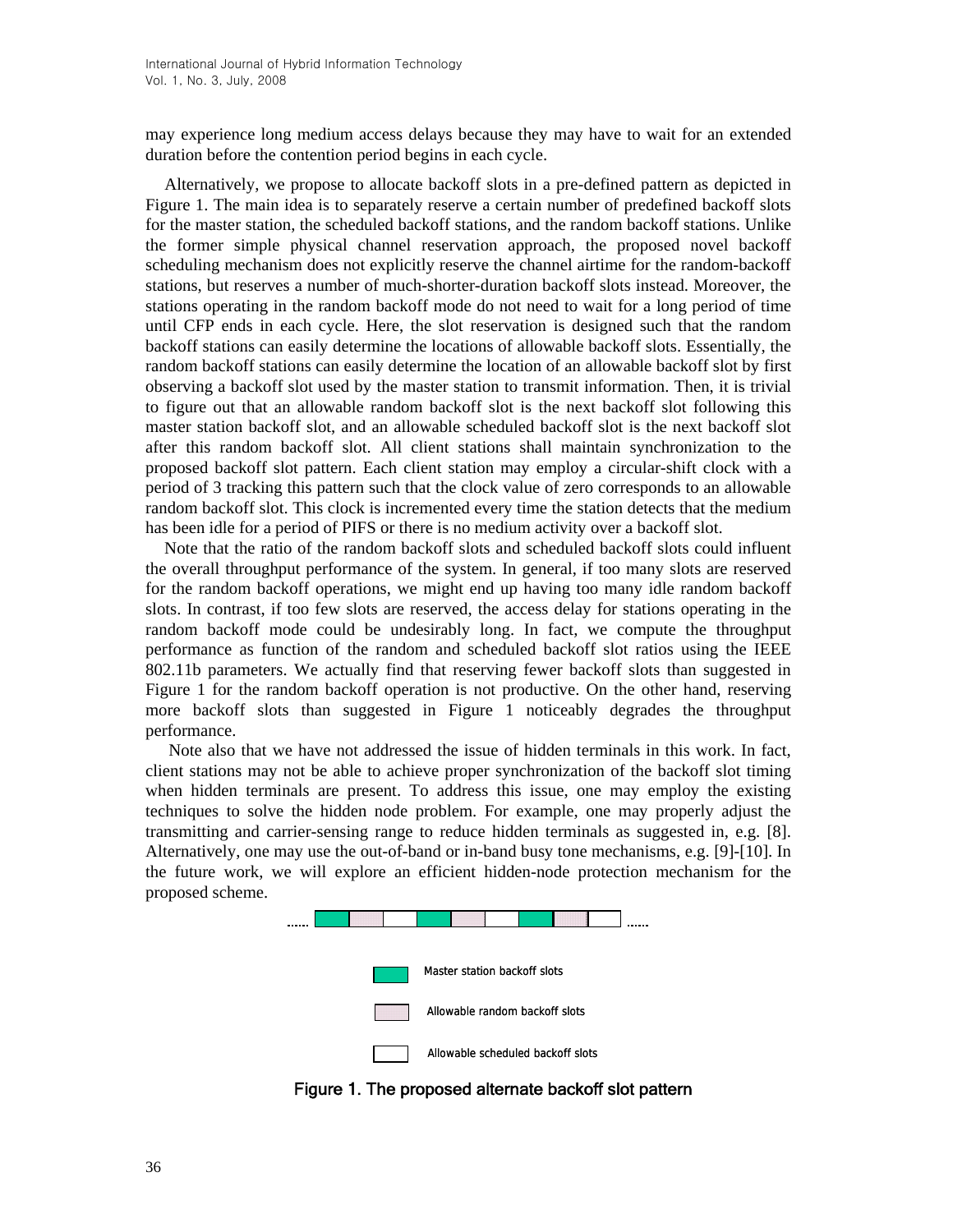may experience long medium access delays because they may have to wait for an extended duration before the contention period begins in each cycle.

Alternatively, we propose to allocate backoff slots in a pre-defined pattern as depicted in Figure 1. The main idea is to separately reserve a certain number of predefined backoff slots for the master station, the scheduled backoff stations, and the random backoff stations. Unlike the former simple physical channel reservation approach, the proposed novel backoff scheduling mechanism does not explicitly reserve the channel airtime for the random-backoff stations, but reserves a number of much-shorter-duration backoff slots instead. Moreover, the stations operating in the random backoff mode do not need to wait for a long period of time until CFP ends in each cycle. Here, the slot reservation is designed such that the random backoff stations can easily determine the locations of allowable backoff slots. Essentially, the random backoff stations can easily determine the location of an allowable backoff slot by first observing a backoff slot used by the master station to transmit information. Then, it is trivial to figure out that an allowable random backoff slot is the next backoff slot following this master station backoff slot, and an allowable scheduled backoff slot is the next backoff slot after this random backoff slot. All client stations shall maintain synchronization to the proposed backoff slot pattern. Each client station may employ a circular-shift clock with a period of 3 tracking this pattern such that the clock value of zero corresponds to an allowable random backoff slot. This clock is incremented every time the station detects that the medium has been idle for a period of PIFS or there is no medium activity over a backoff slot.

Note that the ratio of the random backoff slots and scheduled backoff slots could influent the overall throughput performance of the system. In general, if too many slots are reserved for the random backoff operations, we might end up having too many idle random backoff slots. In contrast, if too few slots are reserved, the access delay for stations operating in the random backoff mode could be undesirably long. In fact, we compute the throughput performance as function of the random and scheduled backoff slot ratios using the IEEE 802.11b parameters. We actually find that reserving fewer backoff slots than suggested in Figure 1 for the random backoff operation is not productive. On the other hand, reserving more backoff slots than suggested in Figure 1 noticeably degrades the throughput performance.

Note also that we have not addressed the issue of hidden terminals in this work. In fact, client stations may not be able to achieve proper synchronization of the backoff slot timing when hidden terminals are present. To address this issue, one may employ the existing techniques to solve the hidden node problem. For example, one may properly adjust the transmitting and carrier-sensing range to reduce hidden terminals as suggested in, e.g. [8]. Alternatively, one may use the out-of-band or in-band busy tone mechanisms, e.g. [9]-[10]. In the future work, we will explore an efficient hidden-node protection mechanism for the proposed scheme.

Master station backoff slots

Allowable random backoff slots

Allowable scheduled backoff slots

**Figure 1. The proposed alternate backoff slot pattern**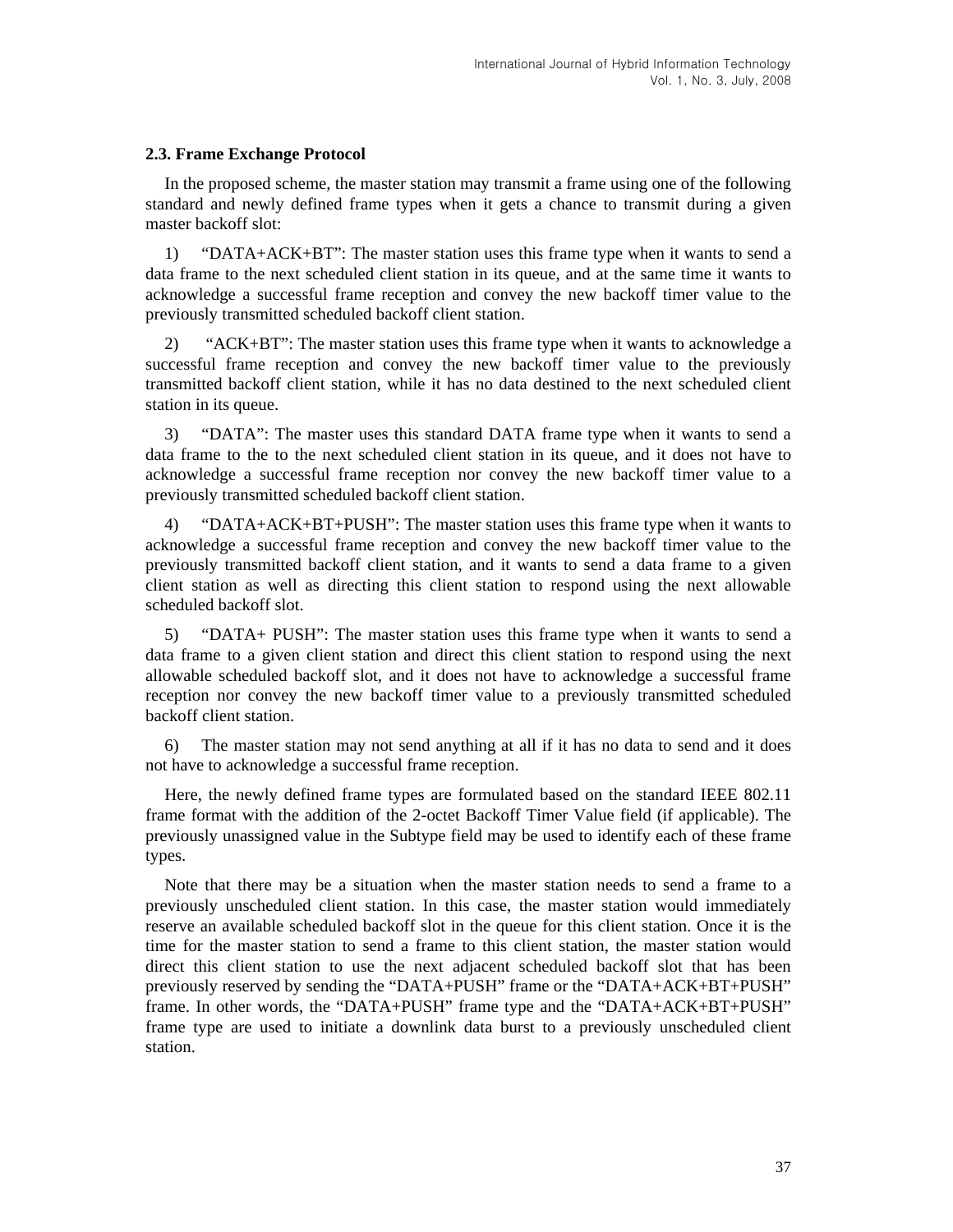### 2.3. Frame Exchange Protocol

In the proposed scheme, the master station may transmit a frame using one of the following standard and newly defined frame types when it gets a chance to transmit during a given master backoff slot:

1) "DATA+ACK+BT": The master station uses this frame type when it wants to send a data frame to the next scheduled client station in its queue, and at the same time it wants to acknowledge a successful frame reception and convey the new backoff timer value to the previously transmitted scheduled backoff client station.

2) "ACK+BT": The master station uses this frame type when it wants to acknowledge a successful frame reception and convey the new backoff timer value to the previously transmitted backoff client station, while it has no data destined to the next scheduled client station in its queue.

3) "DATA": The master uses this standard DATA frame type when it wants to send a data frame to the to the next scheduled client station in its queue, and it does not have to acknowledge a successful frame reception nor convey the new backoff timer value to a previously transmitted scheduled backoff client station.

4) "DATA+ACK+BT+PUSH": The master station uses this frame type when it wants to acknowledge a successful frame reception and convey the new backoff timer value to the previously transmitted backoff client station, and it wants to send a data frame to a given client station as well as directing this client station to respond using the next allowable scheduled backoff slot.

5) "DATA+ PUSH": The master station uses this frame type when it wants to send a data frame to a given client station and direct this client station to respond using the next allowable scheduled backoff slot, and it does not have to acknowledge a successful frame reception nor convey the new backoff timer value to a previously transmitted scheduled backoff client station.

6) The master station may not send anything at all if it has no data to send and it does not have to acknowledge a successful frame reception.

Here, the newly defined frame types are formulated based on the standard IEEE 802.11 frame format with the addition of the 2-octet Backoff Timer Value field (if applicable). The previously unassigned value in the Subtype field may be used to identify each of these frame types.

Note that there may be a situation when the master station needs to send a frame to a previously unscheduled client station. In this case, the master station would immediately reserve an available scheduled backoff slot in the queue for this client station. Once it is the time for the master station to send a frame to this client station, the master station would direct this client station to use the next adjacent scheduled backoff slot that has been previously reserved by sending the "DATA+PUSH" frame or the "DATA+ACK+BT+PUSH" frame. In other words, the "DATA+PUSH" frame type and the "DATA+ACK+BT+PUSH" frame type are used to initiate a downlink data burst to a previously unscheduled client station.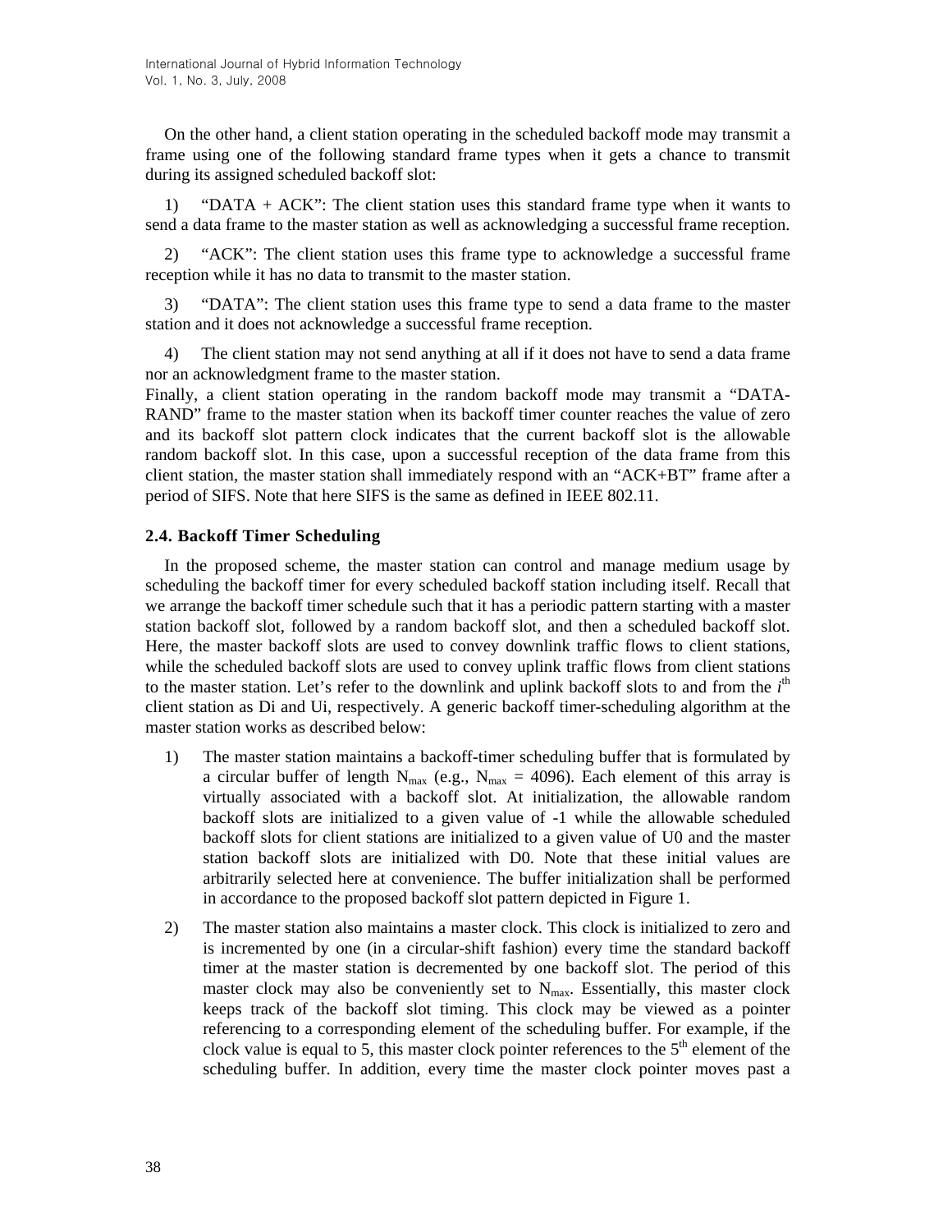On the other hand, a client station operating in the scheduled backoff mode may transmit a frame using one of the following standard frame types when it gets a chance to transmit during its assigned scheduled backoff slot:

1) "DATA + ACK": The client station uses this standard frame type when it wants to send a data frame to the master station as well as acknowledging a successful frame reception.

2) "ACK": The client station uses this frame type to acknowledge a successful frame reception while it has no data to transmit to the master station.

3) "DATA": The client station uses this frame type to send a data frame to the master station and it does not acknowledge a successful frame reception.

4) The client station may not send anything at all if it does not have to send a data frame nor an acknowledgment frame to the master station.

Finally, a client station operating in the random backoff mode may transmit a "DATA-RAND" frame to the master station when its backoff timer counter reaches the value of zero and its backoff slot pattern clock indicates that the current backoff slot is the allowable random backoff slot. In this case, upon a successful reception of the data frame from this client station, the master station shall immediately respond with an "ACK+BT" frame after a period of SIFS. Note that here SIFS is the same as defined in IEEE 802.11.

### 2.4. Backoff Timer Scheduling

In the proposed scheme, the master station can control and manage medium usage by scheduling the backoff timer for every scheduled backoff station including itself. Recall that we arrange the backoff timer schedule such that it has a periodic pattern starting with a master station backoff slot, followed by a random backoff slot, and then a scheduled backoff slot. Here, the master backoff slots are used to convey downlink traffic flows to client stations, while the scheduled backoff slots are used to convey uplink traffic flows from client stations to the master station. Let's refer to the downlink and uplink backoff slots to and from the $i^{th}$ client station as Di and Ui, respectively. A generic backoff timer-scheduling algorithm at the master station works as described below:

1) The master station maintains a backoff-timer scheduling buffer that is formulated by a circular buffer of length $N_{max}$ (e.g., $N_{max} = 4096$). Each element of this array is virtually associated with a backoff slot. At initialization, the allowable random backoff slots are initialized to a given value of -1 while the allowable scheduled backoff slots for client stations are initialized to a given value of U0 and the master station backoff slots are initialized with D0. Note that these initial values are arbitrarily selected here at convenience. The buffer initialization shall be performed in accordance to the proposed backoff slot pattern depicted in Figure 1.

2) The master station also maintains a master clock. This clock is initialized to zero and is incremented by one (in a circular-shift fashion) every time the standard backoff timer at the master station is decremented by one backoff slot. The period of this master clock may also be conveniently set to $N_{max}$. Essentially, this master clock keeps track of the backoff slot timing. This clock may be viewed as a pointer referencing to a corresponding element of the scheduling buffer. For example, if the clock value is equal to 5, this master clock pointer references to the $5^{th}$ element of the scheduling buffer. In addition, every time the master clock pointer moves past a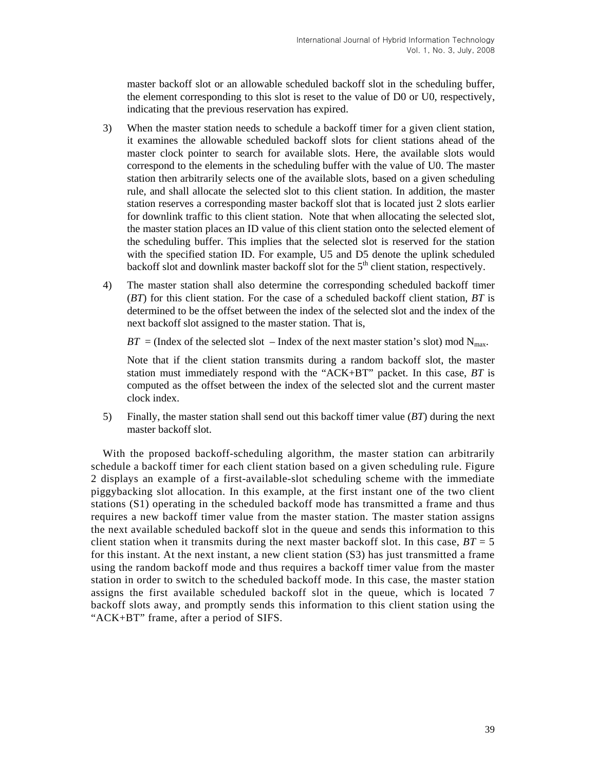master backoff slot or an allowable scheduled backoff slot in the scheduling buffer, the element corresponding to this slot is reset to the value of D0 or U0, respectively, indicating that the previous reservation has expired.

3) When the master station needs to schedule a backoff timer for a given client station, it examines the allowable scheduled backoff slots for client stations ahead of the master clock pointer to search for available slots. Here, the available slots would correspond to the elements in the scheduling buffer with the value of U0. The master station then arbitrarily selects one of the available slots, based on a given scheduling rule, and shall allocate the selected slot to this client station. In addition, the master station reserves a corresponding master backoff slot that is located just 2 slots earlier for downlink traffic to this client station. Note that when allocating the selected slot, the master station places an ID value of this client station onto the selected element of the scheduling buffer. This implies that the selected slot is reserved for the station with the specified station ID. For example, U5 and D5 denote the uplink scheduled backoff slot and downlink master backoff slot for the 5th client station, respectively.

4) The master station shall also determine the corresponding scheduled backoff timer (*BT*) for this client station. For the case of a scheduled backoff client station, *BT* is determined to be the offset between the index of the selected slot and the index of the next backoff slot assigned to the master station. That is,

   $BT$ = (Index of the selected slot – Index of the next master station's slot) mod $N_{max}$.

   Note that if the client station transmits during a random backoff slot, the master station must immediately respond with the "ACK+BT" packet. In this case, *BT* is computed as the offset between the index of the selected slot and the current master clock index.

5) Finally, the master station shall send out this backoff timer value (*BT*) during the next master backoff slot.

With the proposed backoff-scheduling algorithm, the master station can arbitrarily schedule a backoff timer for each client station based on a given scheduling rule. Figure 2 displays an example of a first-available-slot scheduling scheme with the immediate piggybacking slot allocation. In this example, at the first instant one of the two client stations (S1) operating in the scheduled backoff mode has transmitted a frame and thus requires a new backoff timer value from the master station. The master station assigns the next available scheduled backoff slot in the queue and sends this information to this client station when it transmits during the next master backoff slot. In this case, $BT = 5$ for this instant. At the next instant, a new client station (S3) has just transmitted a frame using the random backoff mode and thus requires a backoff timer value from the master station in order to switch to the scheduled backoff mode. In this case, the master station assigns the first available scheduled backoff slot in the queue, which is located 7 backoff slots away, and promptly sends this information to this client station using the "ACK+BT" frame, after a period of SIFS.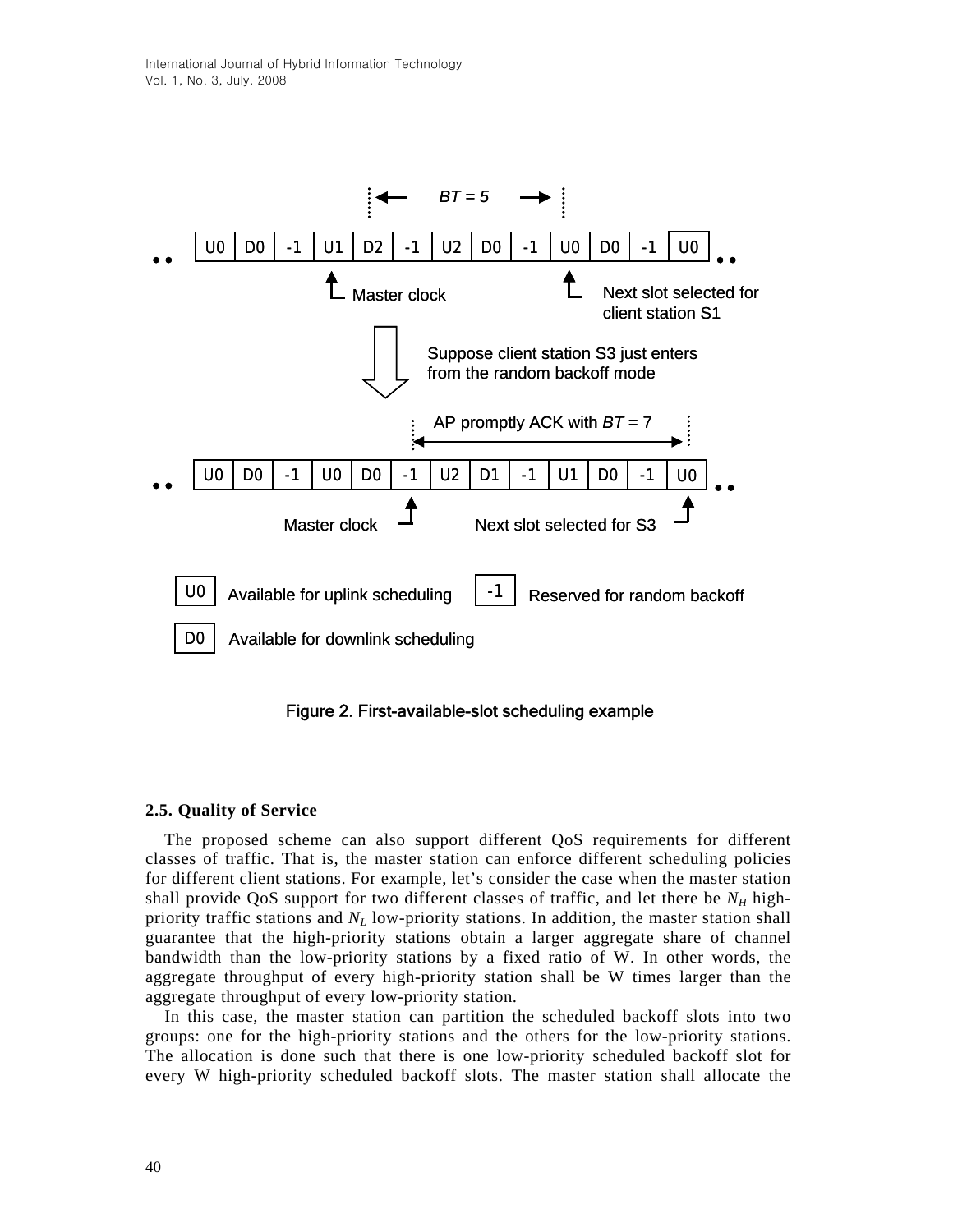Figure 2. First-available-slot scheduling example

### 2.5. Quality of Service

The proposed scheme can also support different QoS requirements for different classes of traffic. That is, the master station can enforce different scheduling policies for different client stations. For example, let's consider the case when the master station shall provide QoS support for two different classes of traffic, and let there be $N_H$ high-priority traffic stations and $N_L$ low-priority stations. In addition, the master station shall guarantee that the high-priority stations obtain a larger aggregate share of channel bandwidth than the low-priority stations by a fixed ratio of W. In other words, the aggregate throughput of every high-priority station shall be W times larger than the aggregate throughput of every low-priority station.

In this case, the master station can partition the scheduled backoff slots into two groups: one for the high-priority stations and the others for the low-priority stations. The allocation is done such that there is one low-priority scheduled backoff slot for every W high-priority scheduled backoff slots. The master station shall allocate the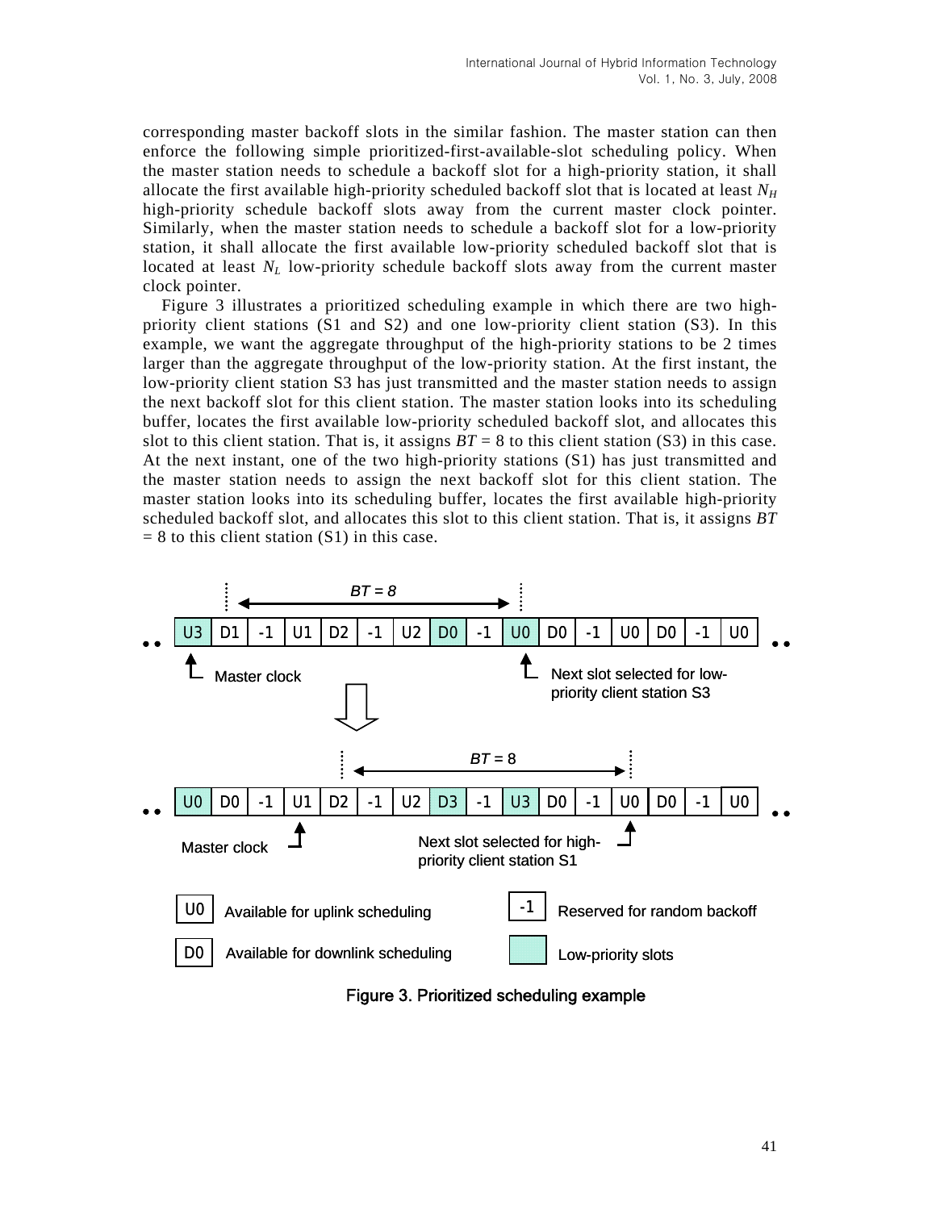corresponding master backoff slots in the similar fashion. The master station can then enforce the following simple prioritized-first-available-slot scheduling policy. When the master station needs to schedule a backoff slot for a high-priority station, it shall allocate the first available high-priority scheduled backoff slot that is located at least $N_H$ high-priority schedule backoff slots away from the current master clock pointer. Similarly, when the master station needs to schedule a backoff slot for a low-priority station, it shall allocate the first available low-priority scheduled backoff slot that is located at least $N_L$ low-priority schedule backoff slots away from the current master clock pointer.

Figure 3 illustrates a prioritized scheduling example in which there are two high-priority client stations (S1 and S2) and one low-priority client station (S3). In this example, we want the aggregate throughput of the high-priority stations to be 2 times larger than the aggregate throughput of the low-priority station. At the first instant, the low-priority client station S3 has just transmitted and the master station needs to assign the next backoff slot for this client station. The master station looks into its scheduling buffer, locates the first available low-priority scheduled backoff slot, and allocates this slot to this client station. That is, it assigns $BT = 8$ to this client station (S3) in this case. At the next instant, one of the two high-priority stations (S1) has just transmitted and the master station needs to assign the next backoff slot for this client station. The master station looks into its scheduling buffer, locates the first available high-priority scheduled backoff slot, and allocates this slot to this client station. That is, it assigns $BT = 8$ to this client station (S1) in this case.

Figure 3. Prioritized scheduling example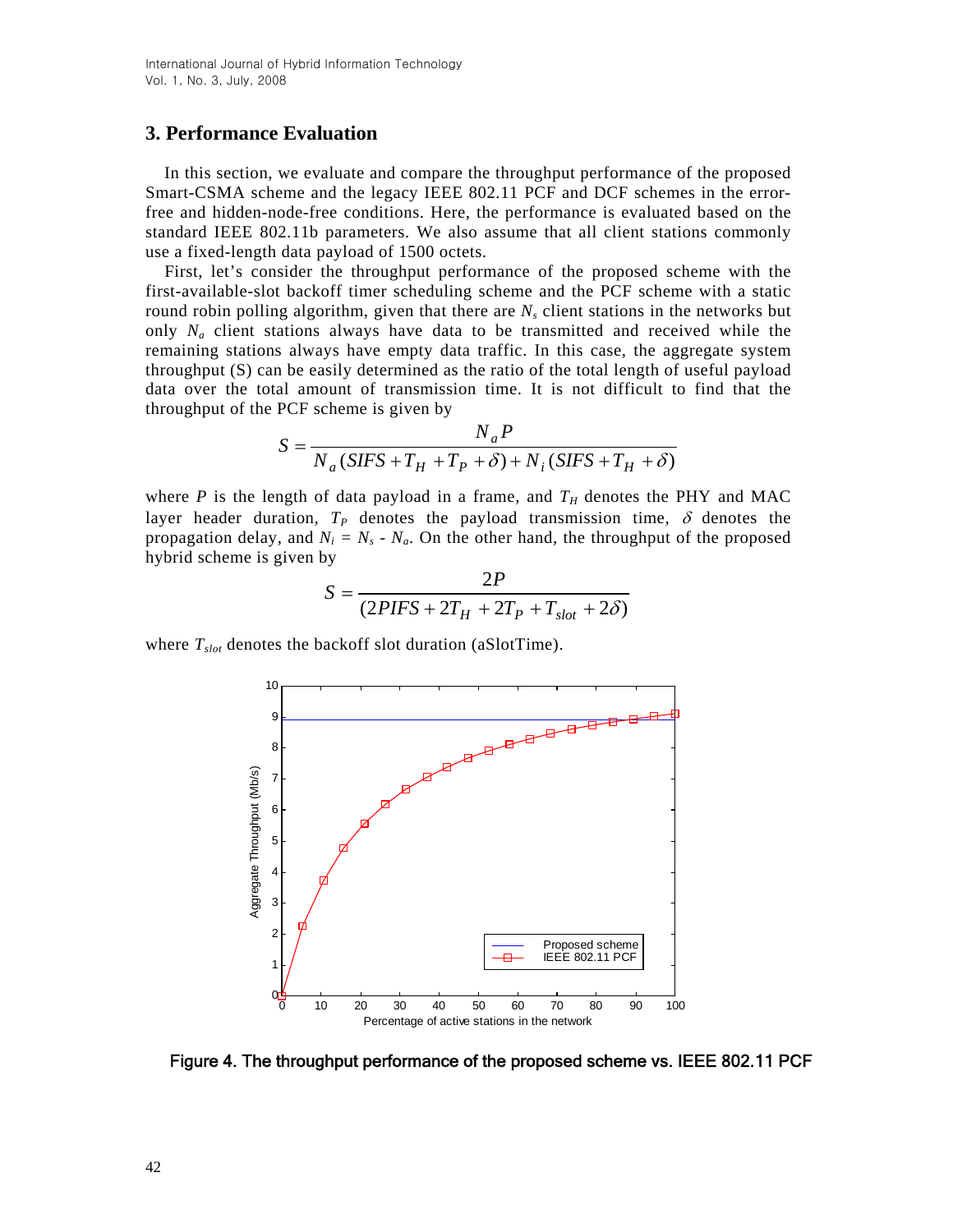## 3. Performance Evaluation

In this section, we evaluate and compare the throughput performance of the proposed Smart-CSMA scheme and the legacy IEEE 802.11 PCF and DCF schemes in the error-free and hidden-node-free conditions. Here, the performance is evaluated based on the standard IEEE 802.11b parameters. We also assume that all client stations commonly use a fixed-length data payload of 1500 octets.

First, let's consider the throughput performance of the proposed scheme with the first-available-slot backoff timer scheduling scheme and the PCF scheme with a static round robin polling algorithm, given that there are $N_s$ client stations in the networks but only $N_a$ client stations always have data to be transmitted and received while the remaining stations always have empty data traffic. In this case, the aggregate system throughput (S) can be easily determined as the ratio of the total length of useful payload data over the total amount of transmission time. It is not difficult to find that the throughput of the PCF scheme is given by

$$S = \frac{N_a P}{N_a(SIFS + T_H + T_P + \delta) + N_i(SIFS + T_H + \delta)}$$

where $P$ is the length of data payload in a frame, and $T_H$ denotes the PHY and MAC layer header duration, $T_P$ denotes the payload transmission time, $\delta$ denotes the propagation delay, and $N_i = N_s - N_a$. On the other hand, the throughput of the proposed hybrid scheme is given by

$$S = \frac{2P}{(2PIFS + 2T_H + 2T_P + T_{slot} + 2\delta)}$$

where $T_{slot}$ denotes the backoff slot duration (aSlotTime).

Figure 4. The throughput performance of the proposed scheme vs. IEEE 802.11 PCF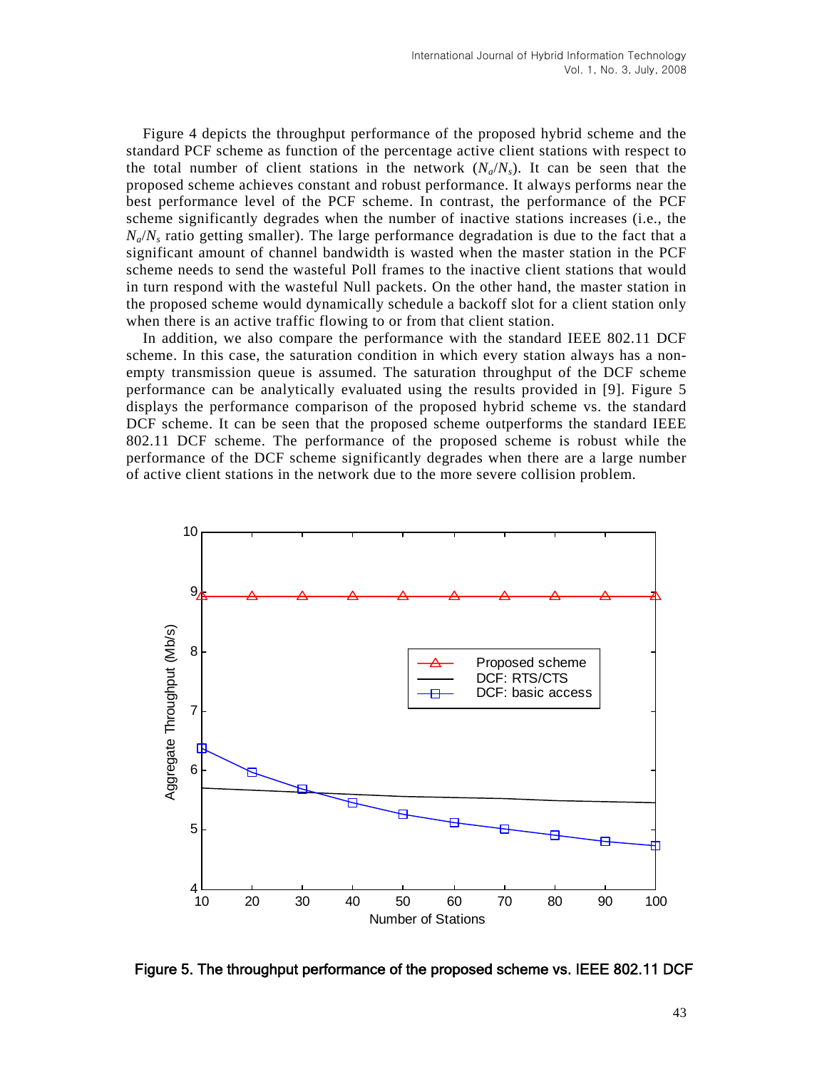Figure 4 depicts the throughput performance of the proposed hybrid scheme and the standard PCF scheme as function of the percentage active client stations with respect to the total number of client stations in the network ($N_a/N_s$). It can be seen that the proposed scheme achieves constant and robust performance. It always performs near the best performance level of the PCF scheme. In contrast, the performance of the PCF scheme significantly degrades when the number of inactive stations increases (i.e., the $N_a/N_s$ ratio getting smaller). The large performance degradation is due to the fact that a significant amount of channel bandwidth is wasted when the master station in the PCF scheme needs to send the wasteful Poll frames to the inactive client stations that would in turn respond with the wasteful Null packets. On the other hand, the master station in the proposed scheme would dynamically schedule a backoff slot for a client station only when there is an active traffic flowing to or from that client station.

In addition, we also compare the performance with the standard IEEE 802.11 DCF scheme. In this case, the saturation condition in which every station always has a non-empty transmission queue is assumed. The saturation throughput of the DCF scheme performance can be analytically evaluated using the results provided in [9]. Figure 5 displays the performance comparison of the proposed hybrid scheme vs. the standard DCF scheme. It can be seen that the proposed scheme outperforms the standard IEEE 802.11 DCF scheme. The performance of the proposed scheme is robust while the performance of the DCF scheme significantly degrades when there are a large number of active client stations in the network due to the more severe collision problem.

Figure 5. The throughput performance of the proposed scheme vs. IEEE 802.11 DCF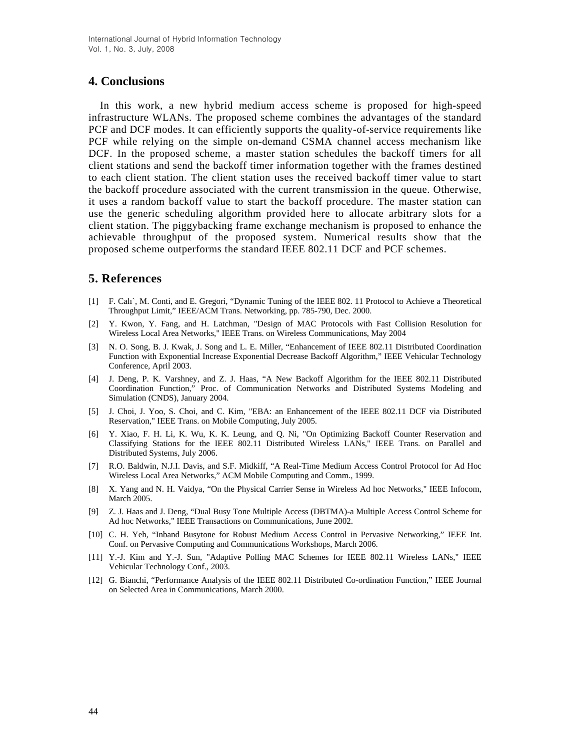## 4. Conclusions

In this work, a new hybrid medium access scheme is proposed for high-speed infrastructure WLANs. The proposed scheme combines the advantages of the standard PCF and DCF modes. It can efficiently supports the quality-of-service requirements like PCF while relying on the simple on-demand CSMA channel access mechanism like DCF. In the proposed scheme, a master station schedules the backoff timers for all client stations and send the backoff timer information together with the frames destined to each client station. The client station uses the received backoff timer value to start the backoff procedure associated with the current transmission in the queue. Otherwise, it uses a random backoff value to start the backoff procedure. The master station can use the generic scheduling algorithm provided here to allocate arbitrary slots for a client station. The piggybacking frame exchange mechanism is proposed to enhance the achievable throughput of the proposed system. Numerical results show that the proposed scheme outperforms the standard IEEE 802.11 DCF and PCF schemes.

## 5. References

[1] F. Calı`, M. Conti, and E. Gregori, "Dynamic Tuning of the IEEE 802. 11 Protocol to Achieve a Theoretical Throughput Limit," IEEE/ACM Trans. Networking, pp. 785-790, Dec. 2000.

[2] Y. Kwon, Y. Fang, and H. Latchman, "Design of MAC Protocols with Fast Collision Resolution for Wireless Local Area Networks," IEEE Trans. on Wireless Communications, May 2004

[3] N. O. Song, B. J. Kwak, J. Song and L. E. Miller, "Enhancement of IEEE 802.11 Distributed Coordination Function with Exponential Increase Exponential Decrease Backoff Algorithm," IEEE Vehicular Technology Conference, April 2003.

[4] J. Deng, P. K. Varshney, and Z. J. Haas, "A New Backoff Algorithm for the IEEE 802.11 Distributed Coordination Function," Proc. of Communication Networks and Distributed Systems Modeling and Simulation (CNDS), January 2004.

[5] J. Choi, J. Yoo, S. Choi, and C. Kim, "EBA: an Enhancement of the IEEE 802.11 DCF via Distributed Reservation," IEEE Trans. on Mobile Computing, July 2005.

[6] Y. Xiao, F. H. Li, K. Wu, K. K. Leung, and Q. Ni, "On Optimizing Backoff Counter Reservation and Classifying Stations for the IEEE 802.11 Distributed Wireless LANs," IEEE Trans. on Parallel and Distributed Systems, July 2006.

[7] R.O. Baldwin, N.J.I. Davis, and S.F. Midkiff, "A Real-Time Medium Access Control Protocol for Ad Hoc Wireless Local Area Networks," ACM Mobile Computing and Comm., 1999.

[8] X. Yang and N. H. Vaidya, "On the Physical Carrier Sense in Wireless Ad hoc Networks," IEEE Infocom, March 2005.

[9] Z. J. Haas and J. Deng, "Dual Busy Tone Multiple Access (DBTMA)-a Multiple Access Control Scheme for Ad hoc Networks," IEEE Transactions on Communications, June 2002.

[10] C. H. Yeh, "Inband Busytone for Robust Medium Access Control in Pervasive Networking," IEEE Int. Conf. on Pervasive Computing and Communications Workshops, March 2006.

[11] Y.-J. Kim and Y.-J. Sun, "Adaptive Polling MAC Schemes for IEEE 802.11 Wireless LANs," IEEE Vehicular Technology Conf., 2003.

[12] G. Bianchi, "Performance Analysis of the IEEE 802.11 Distributed Co-ordination Function," IEEE Journal on Selected Area in Communications, March 2000.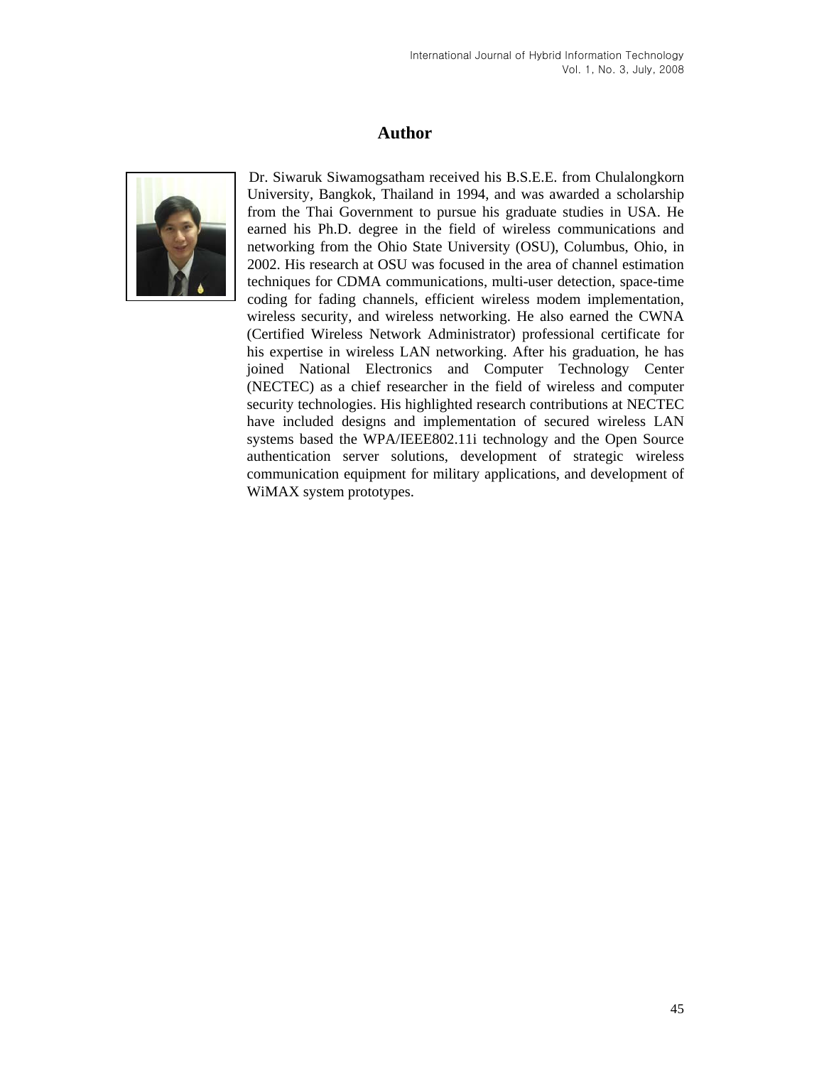# Author

Dr. Siwaruk Siwamogsatham received his B.S.E.E. from Chulalongkorn University, Bangkok, Thailand in 1994, and was awarded a scholarship from the Thai Government to pursue his graduate studies in USA. He earned his Ph.D. degree in the field of wireless communications and networking from the Ohio State University (OSU), Columbus, Ohio, in 2002. His research at OSU was focused in the area of channel estimation techniques for CDMA communications, multi-user detection, space-time coding for fading channels, efficient wireless modem implementation, wireless security, and wireless networking. He also earned the CWNA (Certified Wireless Network Administrator) professional certificate for his expertise in wireless LAN networking. After his graduation, he has joined National Electronics and Computer Technology Center (NECTEC) as a chief researcher in the field of wireless and computer security technologies. His highlighted research contributions at NECTEC have included designs and implementation of secured wireless LAN systems based the WPA/IEEE802.11i technology and the Open Source authentication server solutions, development of strategic wireless communication equipment for military applications, and development of WiMAX system prototypes.